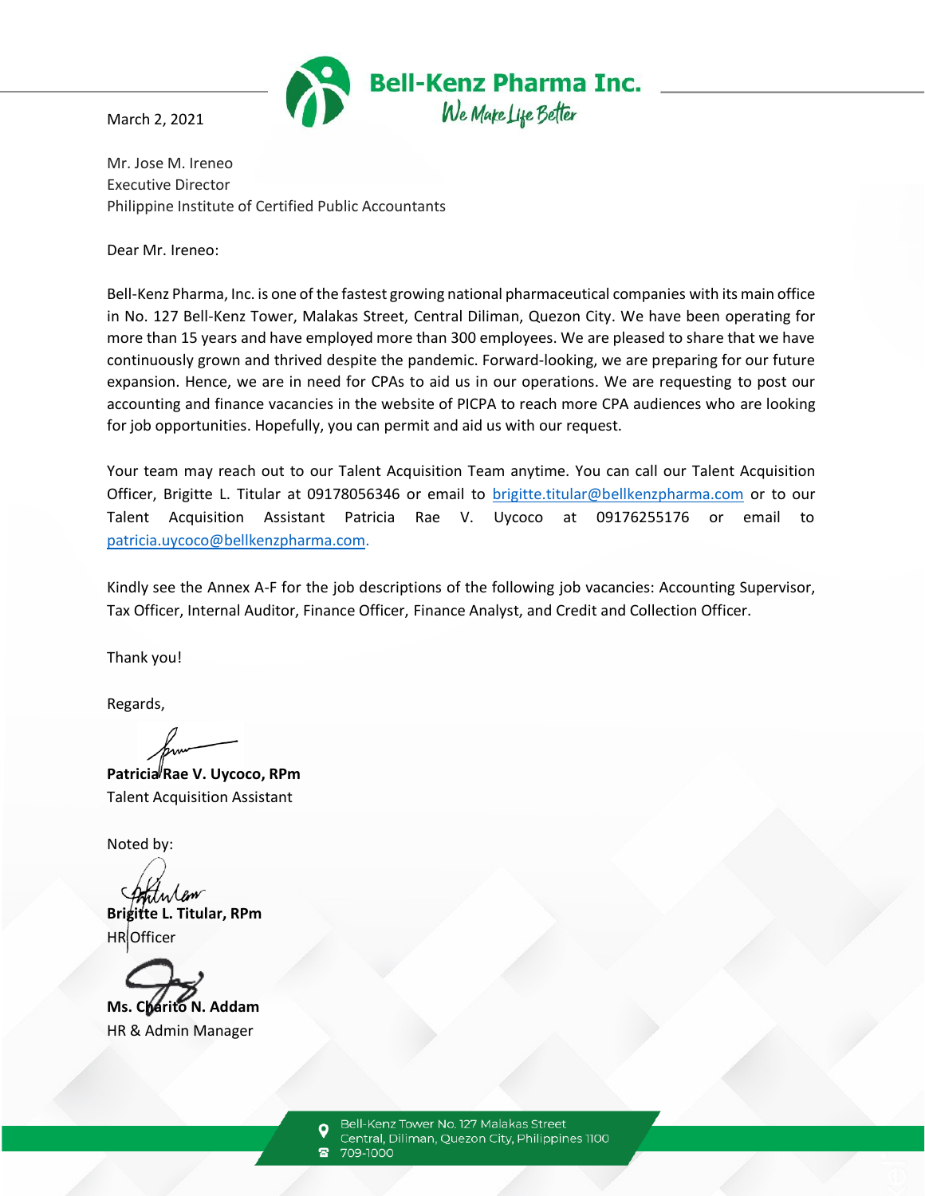**Bell-Kenz Pharma Inc.**
*We Make Life Better*

March 2, 2021

Mr. Jose M. Ireneo
Executive Director
Philippine Institute of Certified Public Accountants

Dear Mr. Ireneo:

Bell-Kenz Pharma, Inc. is one of the fastest growing national pharmaceutical companies with its main office in No. 127 Bell-Kenz Tower, Malakas Street, Central Diliman, Quezon City. We have been operating for more than 15 years and have employed more than 300 employees. We are pleased to share that we have continuously grown and thrived despite the pandemic. Forward-looking, we are preparing for our future expansion. Hence, we are in need for CPAs to aid us in our operations. We are requesting to post our accounting and finance vacancies in the website of PICPA to reach more CPA audiences who are looking for job opportunities. Hopefully, you can permit and aid us with our request.

Your team may reach out to our Talent Acquisition Team anytime. You can call our Talent Acquisition Officer, Brigitte L. Titular at 09178056346 or email to brigitte.titular@bellkenzpharma.com or to our Talent Acquisition Assistant Patricia Rae V. Uycoco at 09176255176 or email to patricia.uycoco@bellkenzpharma.com.

Kindly see the Annex A-F for the job descriptions of the following job vacancies: Accounting Supervisor, Tax Officer, Internal Auditor, Finance Officer, Finance Analyst, and Credit and Collection Officer.

Thank you!

Regards,

**Patricia Rae V. Uycoco, RPm**
Talent Acquisition Assistant

Noted by:

**Brigitte L. Titular, RPm**
HR Officer

**Ms. Charito N. Addam**
HR & Admin Manager

Bell-Kenz Tower No. 127 Malakas Street
Central, Diliman, Quezon City, Philippines 1100
709-1000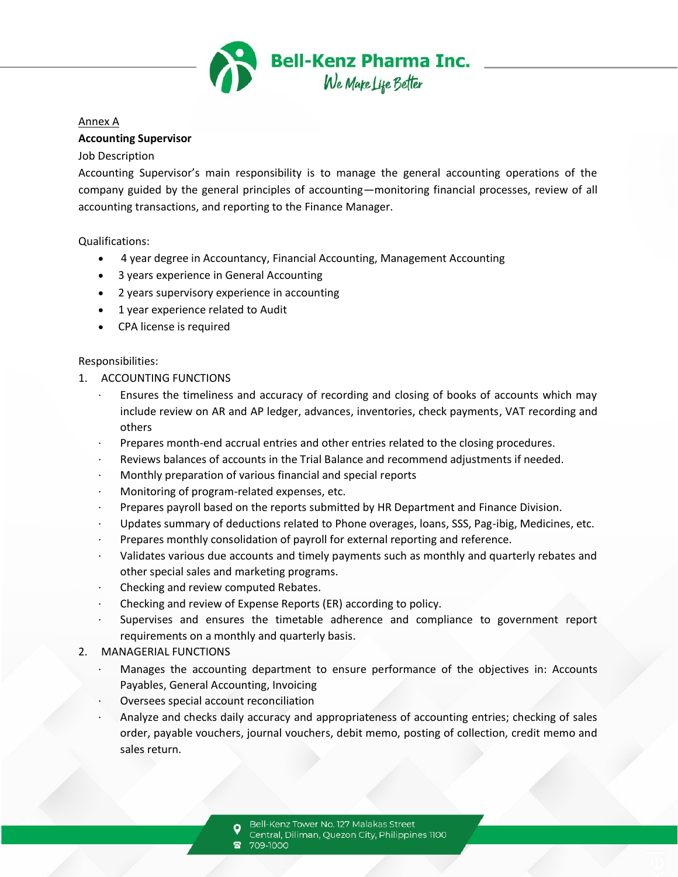Annex A

**Accounting Supervisor**

Job Description

Accounting Supervisor's main responsibility is to manage the general accounting operations of the company guided by the general principles of accounting—monitoring financial processes, review of all accounting transactions, and reporting to the Finance Manager.

Qualifications:

- 4 year degree in Accountancy, Financial Accounting, Management Accounting
- 3 years experience in General Accounting
- 2 years supervisory experience in accounting
- 1 year experience related to Audit
- CPA license is required

Responsibilities:

1. ACCOUNTING FUNCTIONS
   - Ensures the timeliness and accuracy of recording and closing of books of accounts which may include review on AR and AP ledger, advances, inventories, check payments, VAT recording and others
   - Prepares month-end accrual entries and other entries related to the closing procedures.
   - Reviews balances of accounts in the Trial Balance and recommend adjustments if needed.
   - Monthly preparation of various financial and special reports
   - Monitoring of program-related expenses, etc.
   - Prepares payroll based on the reports submitted by HR Department and Finance Division.
   - Updates summary of deductions related to Phone overages, loans, SSS, Pag-ibig, Medicines, etc.
   - Prepares monthly consolidation of payroll for external reporting and reference.
   - Validates various due accounts and timely payments such as monthly and quarterly rebates and other special sales and marketing programs.
   - Checking and review computed Rebates.
   - Checking and review of Expense Reports (ER) according to policy.
   - Supervises and ensures the timetable adherence and compliance to government report requirements on a monthly and quarterly basis.
2. MANAGERIAL FUNCTIONS
   - Manages the accounting department to ensure performance of the objectives in: Accounts Payables, General Accounting, Invoicing
   - Oversees special account reconciliation
   - Analyze and checks daily accuracy and appropriateness of accounting entries; checking of sales order, payable vouchers, journal vouchers, debit memo, posting of collection, credit memo and sales return.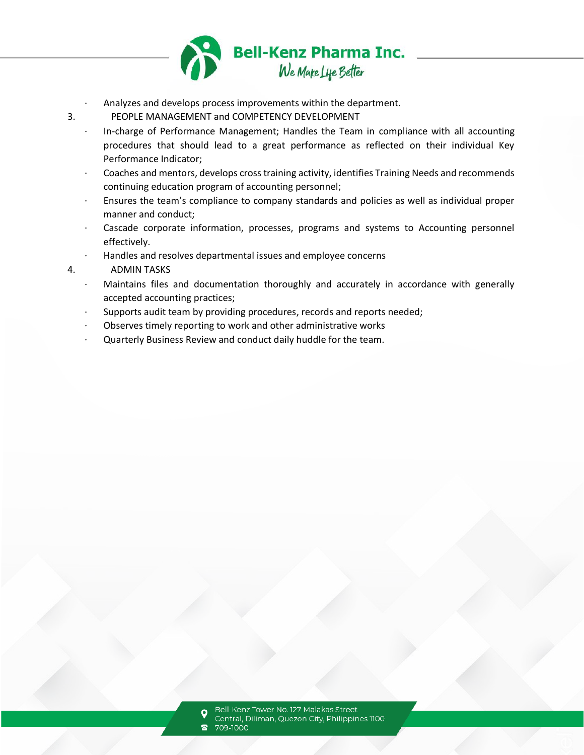- Analyzes and develops process improvements within the department.

3. PEOPLE MANAGEMENT and COMPETENCY DEVELOPMENT

- In-charge of Performance Management; Handles the Team in compliance with all accounting procedures that should lead to a great performance as reflected on their individual Key Performance Indicator;
- Coaches and mentors, develops cross training activity, identifies Training Needs and recommends continuing education program of accounting personnel;
- Ensures the team's compliance to company standards and policies as well as individual proper manner and conduct;
- Cascade corporate information, processes, programs and systems to Accounting personnel effectively.
- Handles and resolves departmental issues and employee concerns

4. ADMIN TASKS

- Maintains files and documentation thoroughly and accurately in accordance with generally accepted accounting practices;
- Supports audit team by providing procedures, records and reports needed;
- Observes timely reporting to work and other administrative works
- Quarterly Business Review and conduct daily huddle for the team.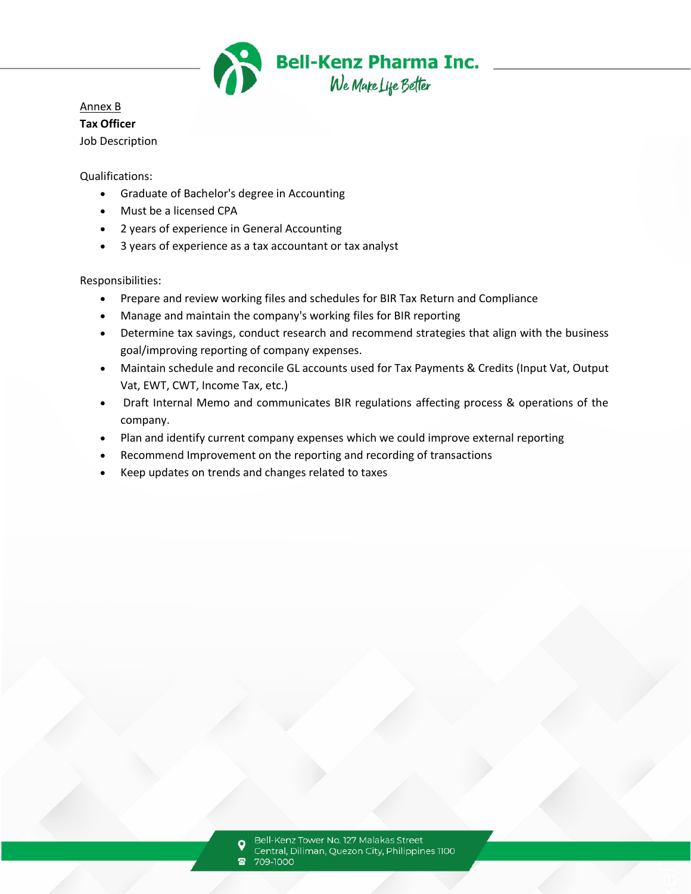Annex B

**Tax Officer**

Job Description

Qualifications:

- Graduate of Bachelor's degree in Accounting
- Must be a licensed CPA
- 2 years of experience in General Accounting
- 3 years of experience as a tax accountant or tax analyst

Responsibilities:

- Prepare and review working files and schedules for BIR Tax Return and Compliance
- Manage and maintain the company's working files for BIR reporting
- Determine tax savings, conduct research and recommend strategies that align with the business goal/improving reporting of company expenses.
- Maintain schedule and reconcile GL accounts used for Tax Payments & Credits (Input Vat, Output Vat, EWT, CWT, Income Tax, etc.)
- Draft Internal Memo and communicates BIR regulations affecting process & operations of the company.
- Plan and identify current company expenses which we could improve external reporting
- Recommend Improvement on the reporting and recording of transactions
- Keep updates on trends and changes related to taxes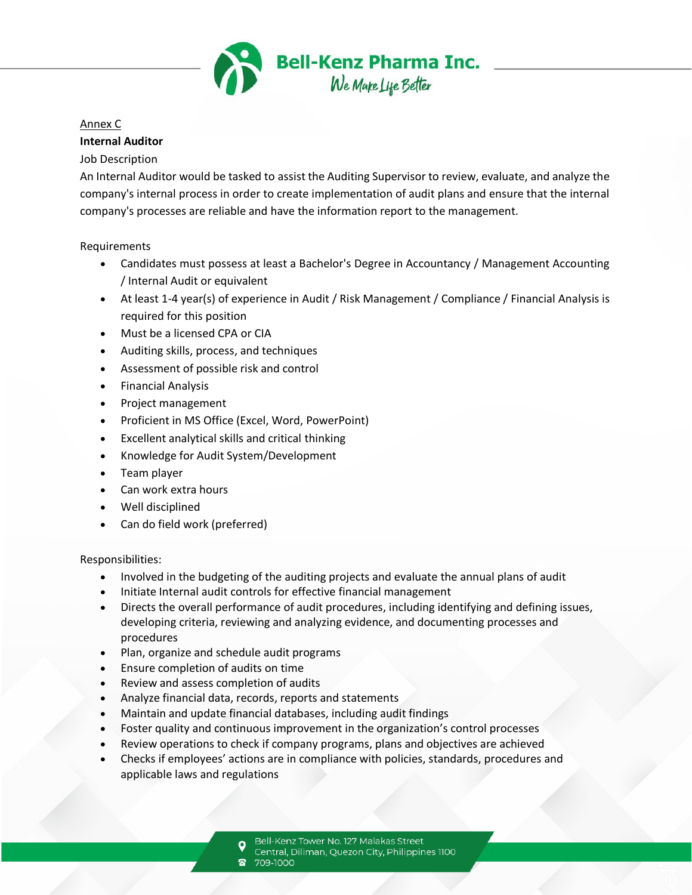Annex C

**Internal Auditor**

Job Description

An Internal Auditor would be tasked to assist the Auditing Supervisor to review, evaluate, and analyze the company's internal process in order to create implementation of audit plans and ensure that the internal company's processes are reliable and have the information report to the management.

Requirements

- Candidates must possess at least a Bachelor's Degree in Accountancy / Management Accounting / Internal Audit or equivalent
- At least 1-4 year(s) of experience in Audit / Risk Management / Compliance / Financial Analysis is required for this position
- Must be a licensed CPA or CIA
- Auditing skills, process, and techniques
- Assessment of possible risk and control
- Financial Analysis
- Project management
- Proficient in MS Office (Excel, Word, PowerPoint)
- Excellent analytical skills and critical thinking
- Knowledge for Audit System/Development
- Team player
- Can work extra hours
- Well disciplined
- Can do field work (preferred)

Responsibilities:

- Involved in the budgeting of the auditing projects and evaluate the annual plans of audit
- Initiate Internal audit controls for effective financial management
- Directs the overall performance of audit procedures, including identifying and defining issues, developing criteria, reviewing and analyzing evidence, and documenting processes and procedures
- Plan, organize and schedule audit programs
- Ensure completion of audits on time
- Review and assess completion of audits
- Analyze financial data, records, reports and statements
- Maintain and update financial databases, including audit findings
- Foster quality and continuous improvement in the organization's control processes
- Review operations to check if company programs, plans and objectives are achieved
- Checks if employees' actions are in compliance with policies, standards, procedures and applicable laws and regulations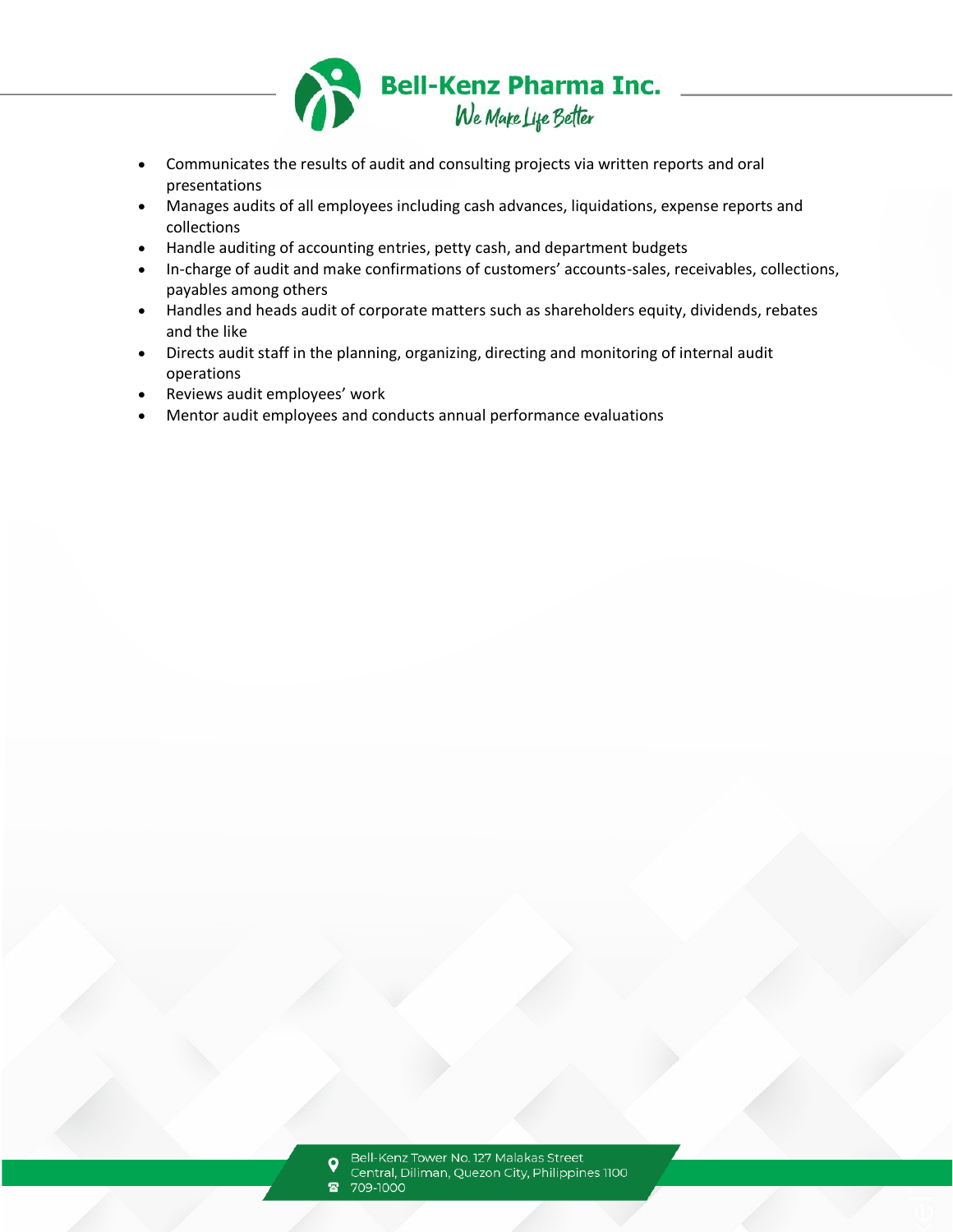- Communicates the results of audit and consulting projects via written reports and oral presentations
- Manages audits of all employees including cash advances, liquidations, expense reports and collections
- Handle auditing of accounting entries, petty cash, and department budgets
- In-charge of audit and make confirmations of customers' accounts-sales, receivables, collections, payables among others
- Handles and heads audit of corporate matters such as shareholders equity, dividends, rebates and the like
- Directs audit staff in the planning, organizing, directing and monitoring of internal audit operations
- Reviews audit employees' work
- Mentor audit employees and conducts annual performance evaluations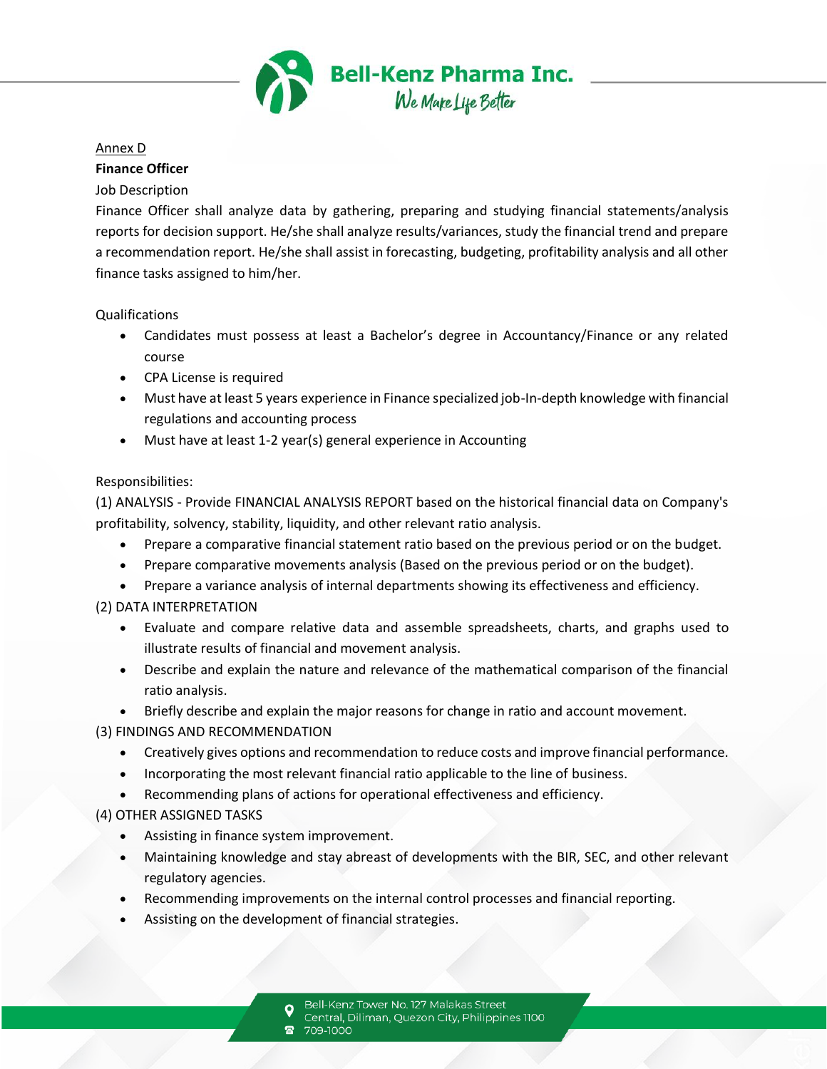Annex D

**Finance Officer**

Job Description

Finance Officer shall analyze data by gathering, preparing and studying financial statements/analysis reports for decision support. He/she shall analyze results/variances, study the financial trend and prepare a recommendation report. He/she shall assist in forecasting, budgeting, profitability analysis and all other finance tasks assigned to him/her.

Qualifications

- Candidates must possess at least a Bachelor's degree in Accountancy/Finance or any related course
- CPA License is required
- Must have at least 5 years experience in Finance specialized job-In-depth knowledge with financial regulations and accounting process
- Must have at least 1-2 year(s) general experience in Accounting

Responsibilities:

(1) ANALYSIS - Provide FINANCIAL ANALYSIS REPORT based on the historical financial data on Company's profitability, solvency, stability, liquidity, and other relevant ratio analysis.

- Prepare a comparative financial statement ratio based on the previous period or on the budget.
- Prepare comparative movements analysis (Based on the previous period or on the budget).
- Prepare a variance analysis of internal departments showing its effectiveness and efficiency.

(2) DATA INTERPRETATION

- Evaluate and compare relative data and assemble spreadsheets, charts, and graphs used to illustrate results of financial and movement analysis.
- Describe and explain the nature and relevance of the mathematical comparison of the financial ratio analysis.
- Briefly describe and explain the major reasons for change in ratio and account movement.

(3) FINDINGS AND RECOMMENDATION

- Creatively gives options and recommendation to reduce costs and improve financial performance.
- Incorporating the most relevant financial ratio applicable to the line of business.
- Recommending plans of actions for operational effectiveness and efficiency.

(4) OTHER ASSIGNED TASKS

- Assisting in finance system improvement.
- Maintaining knowledge and stay abreast of developments with the BIR, SEC, and other relevant regulatory agencies.
- Recommending improvements on the internal control processes and financial reporting.
- Assisting on the development of financial strategies.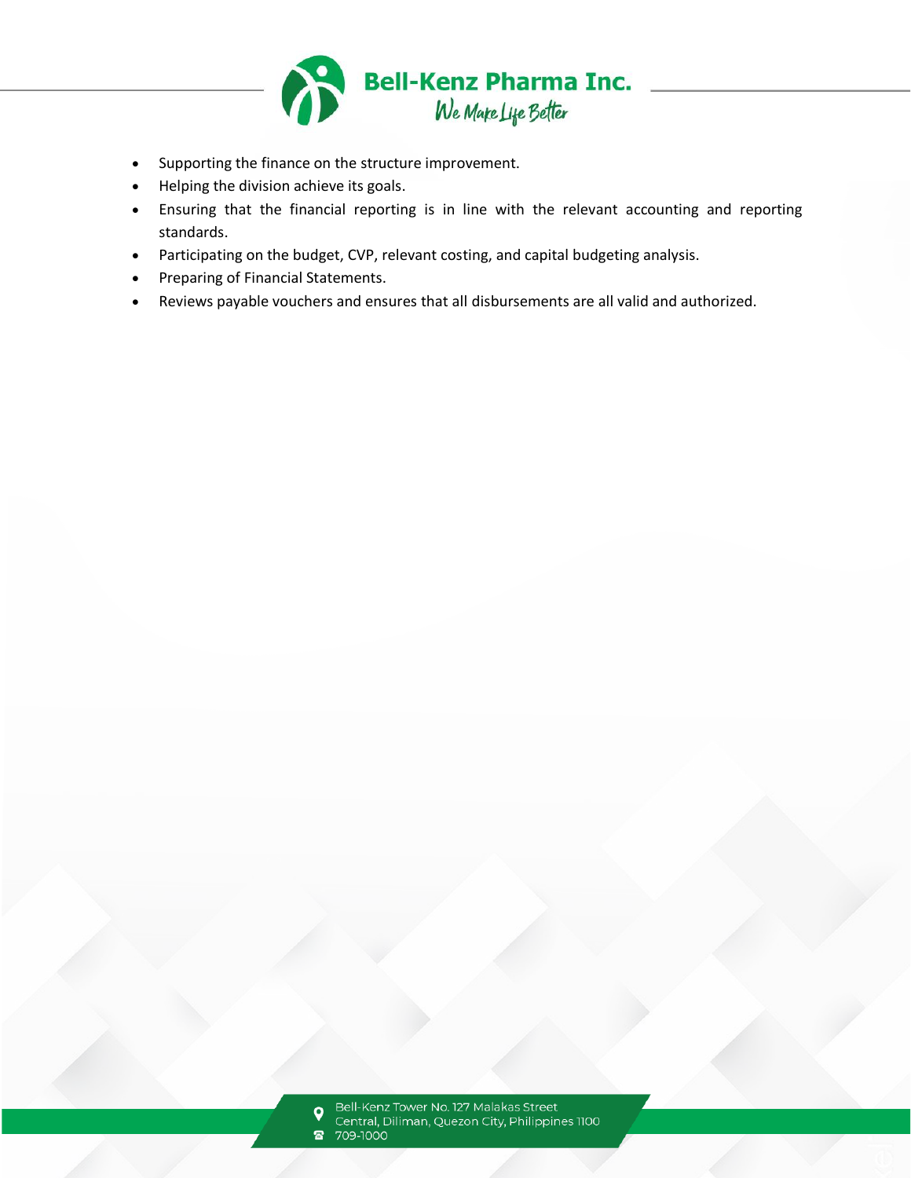- Supporting the finance on the structure improvement.
- Helping the division achieve its goals.
- Ensuring that the financial reporting is in line with the relevant accounting and reporting standards.
- Participating on the budget, CVP, relevant costing, and capital budgeting analysis.
- Preparing of Financial Statements.
- Reviews payable vouchers and ensures that all disbursements are all valid and authorized.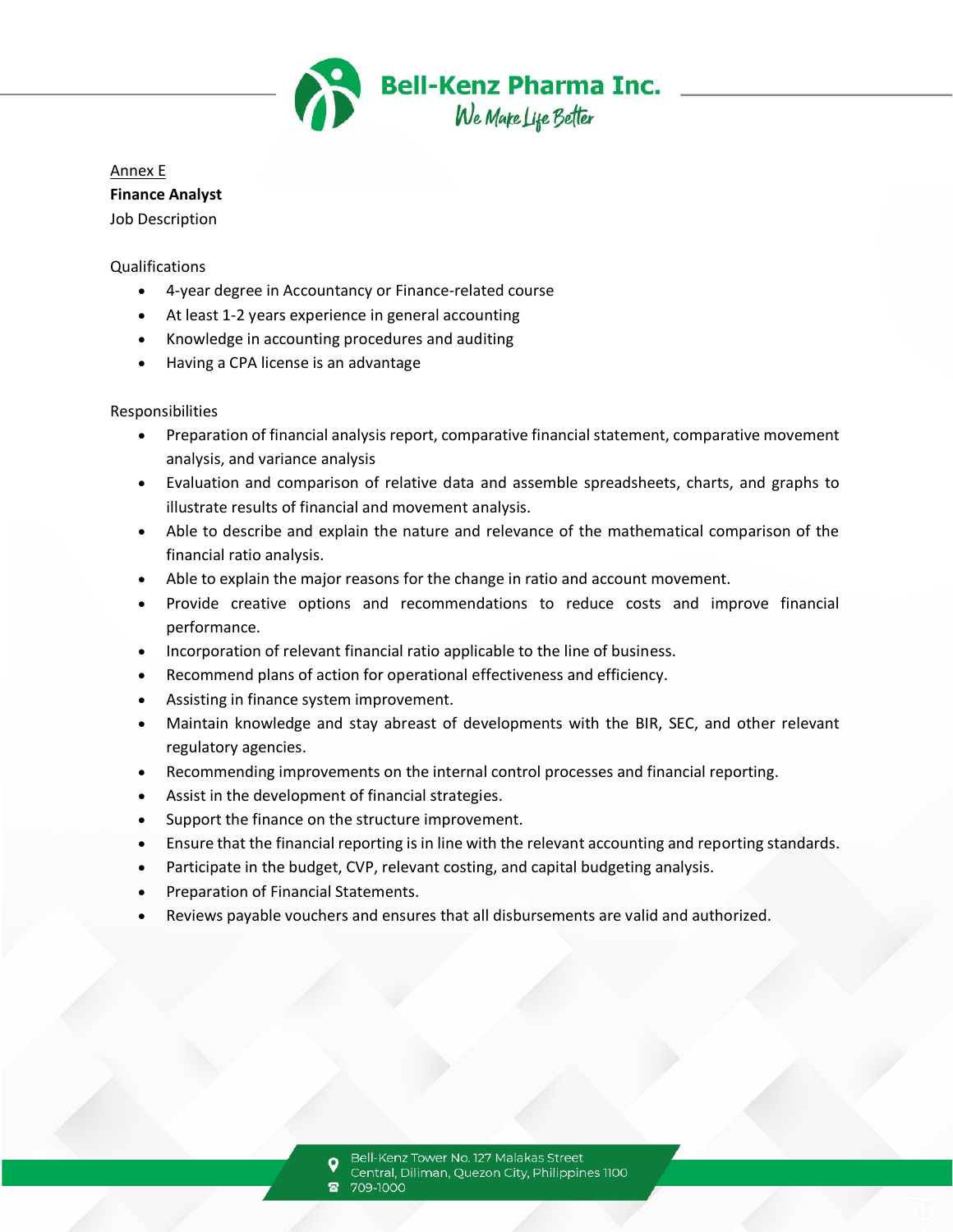Annex E

**Finance Analyst**

Job Description

Qualifications

- 4-year degree in Accountancy or Finance-related course
- At least 1-2 years experience in general accounting
- Knowledge in accounting procedures and auditing
- Having a CPA license is an advantage

Responsibilities

- Preparation of financial analysis report, comparative financial statement, comparative movement analysis, and variance analysis
- Evaluation and comparison of relative data and assemble spreadsheets, charts, and graphs to illustrate results of financial and movement analysis.
- Able to describe and explain the nature and relevance of the mathematical comparison of the financial ratio analysis.
- Able to explain the major reasons for the change in ratio and account movement.
- Provide creative options and recommendations to reduce costs and improve financial performance.
- Incorporation of relevant financial ratio applicable to the line of business.
- Recommend plans of action for operational effectiveness and efficiency.
- Assisting in finance system improvement.
- Maintain knowledge and stay abreast of developments with the BIR, SEC, and other relevant regulatory agencies.
- Recommending improvements on the internal control processes and financial reporting.
- Assist in the development of financial strategies.
- Support the finance on the structure improvement.
- Ensure that the financial reporting is in line with the relevant accounting and reporting standards.
- Participate in the budget, CVP, relevant costing, and capital budgeting analysis.
- Preparation of Financial Statements.
- Reviews payable vouchers and ensures that all disbursements are valid and authorized.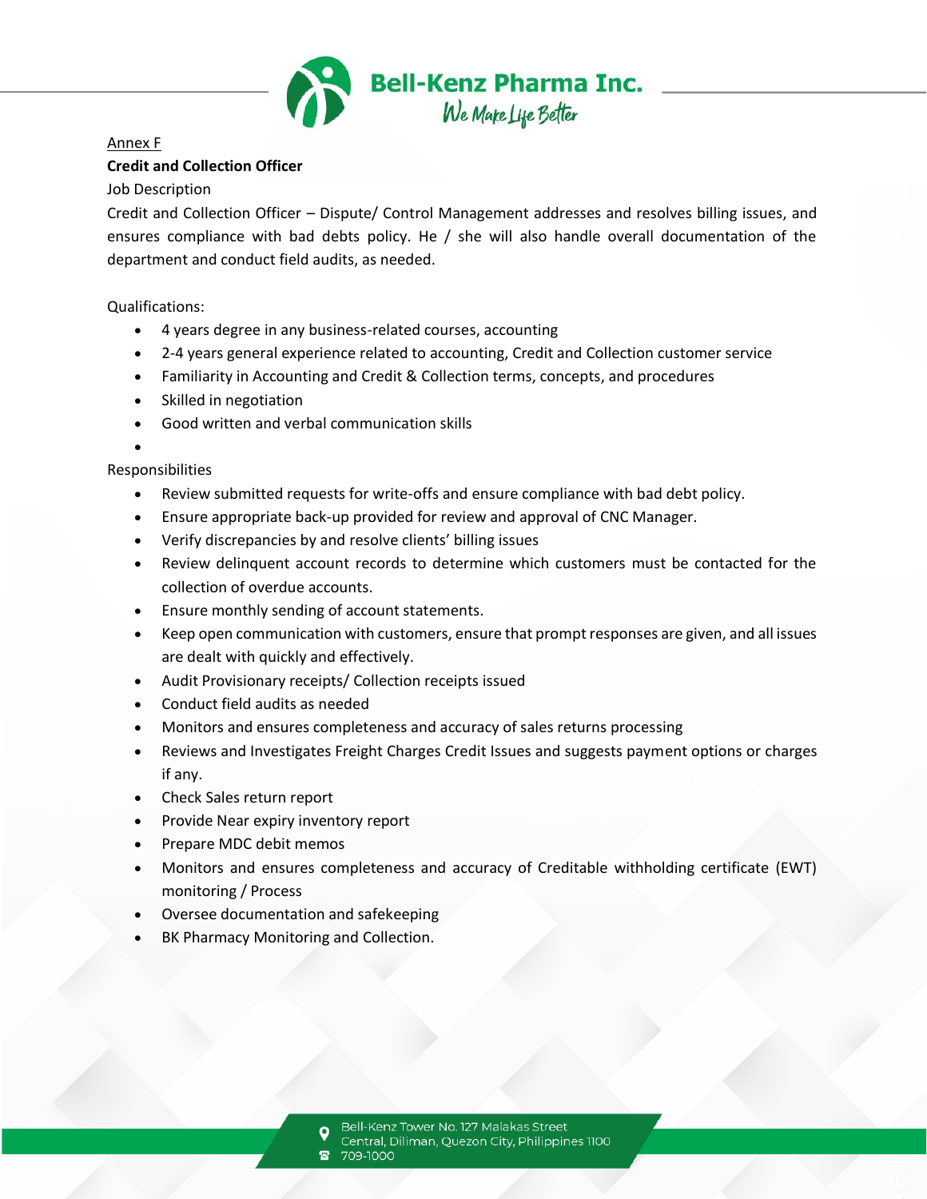Annex F

**Credit and Collection Officer**

Job Description

Credit and Collection Officer – Dispute/ Control Management addresses and resolves billing issues, and ensures compliance with bad debts policy. He / she will also handle overall documentation of the department and conduct field audits, as needed.

Qualifications:

- 4 years degree in any business-related courses, accounting
- 2-4 years general experience related to accounting, Credit and Collection customer service
- Familiarity in Accounting and Credit & Collection terms, concepts, and procedures
- Skilled in negotiation
- Good written and verbal communication skills

Responsibilities

- Review submitted requests for write-offs and ensure compliance with bad debt policy.
- Ensure appropriate back-up provided for review and approval of CNC Manager.
- Verify discrepancies by and resolve clients' billing issues
- Review delinquent account records to determine which customers must be contacted for the collection of overdue accounts.
- Ensure monthly sending of account statements.
- Keep open communication with customers, ensure that prompt responses are given, and all issues are dealt with quickly and effectively.
- Audit Provisionary receipts/ Collection receipts issued
- Conduct field audits as needed
- Monitors and ensures completeness and accuracy of sales returns processing
- Reviews and Investigates Freight Charges Credit Issues and suggests payment options or charges if any.
- Check Sales return report
- Provide Near expiry inventory report
- Prepare MDC debit memos
- Monitors and ensures completeness and accuracy of Creditable withholding certificate (EWT) monitoring / Process
- Oversee documentation and safekeeping
- BK Pharmacy Monitoring and Collection.